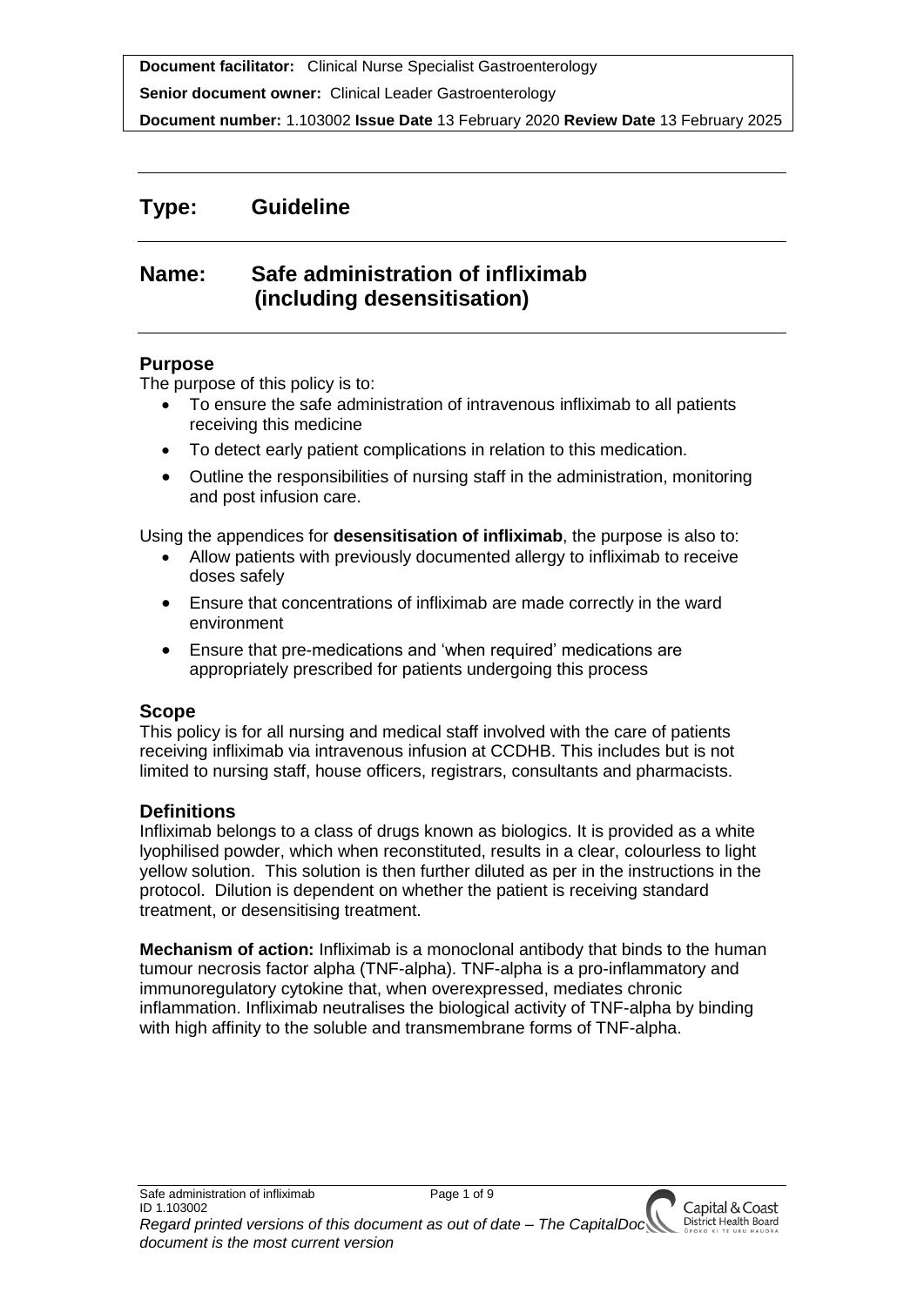**Document facilitator:** Clinical Nurse Specialist Gastroenterology

**Senior document owner:** Clinical Leader Gastroenterology

**Document number:** 1.103002 **Issue Date** 13 February 2020 **Review Date** 13 February 2025

# Type: Guideline

# Name: Safe administration of infliximab (including desensitisation)

## Purpose

The purpose of this policy is to:

- To ensure the safe administration of intravenous infliximab to all patients receiving this medicine
- To detect early patient complications in relation to this medication.
- Outline the responsibilities of nursing staff in the administration, monitoring and post infusion care.

Using the appendices for **desensitisation of infliximab**, the purpose is also to:

- Allow patients with previously documented allergy to infliximab to receive doses safely
- Ensure that concentrations of infliximab are made correctly in the ward environment
- Ensure that pre-medications and 'when required' medications are appropriately prescribed for patients undergoing this process

## Scope

This policy is for all nursing and medical staff involved with the care of patients receiving infliximab via intravenous infusion at CCDHB. This includes but is not limited to nursing staff, house officers, registrars, consultants and pharmacists.

## Definitions

Infliximab belongs to a class of drugs known as biologics. It is provided as a white lyophilised powder, which when reconstituted, results in a clear, colourless to light yellow solution. This solution is then further diluted as per in the instructions in the protocol. Dilution is dependent on whether the patient is receiving standard treatment, or desensitising treatment.

**Mechanism of action:** Infliximab is a monoclonal antibody that binds to the human tumour necrosis factor alpha (TNF-alpha). TNF-alpha is a pro-inflammatory and immunoregulatory cytokine that, when overexpressed, mediates chronic inflammation. Infliximab neutralises the biological activity of TNF-alpha by binding with high affinity to the soluble and transmembrane forms of TNF-alpha.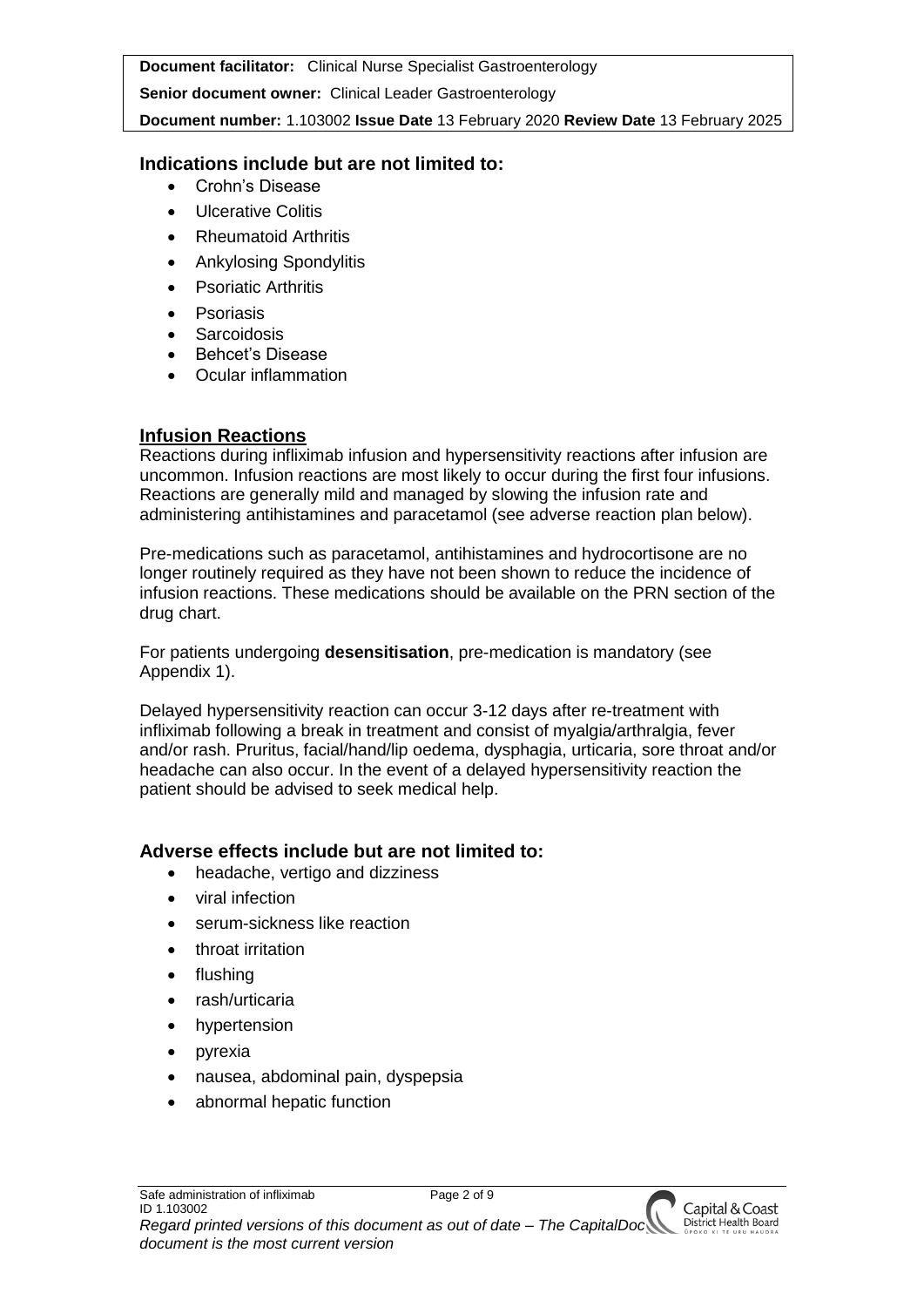## Indications include but are not limited to:

- Crohn's Disease
- Ulcerative Colitis
- Rheumatoid Arthritis
- Ankylosing Spondylitis
- Psoriatic Arthritis
- Psoriasis
- Sarcoidosis
- Behcet's Disease
- Ocular inflammation

## Infusion Reactions

Reactions during infliximab infusion and hypersensitivity reactions after infusion are uncommon. Infusion reactions are most likely to occur during the first four infusions. Reactions are generally mild and managed by slowing the infusion rate and administering antihistamines and paracetamol (see adverse reaction plan below).

Pre-medications such as paracetamol, antihistamines and hydrocortisone are no longer routinely required as they have not been shown to reduce the incidence of infusion reactions. These medications should be available on the PRN section of the drug chart.

For patients undergoing **desensitisation**, pre-medication is mandatory (see Appendix 1).

Delayed hypersensitivity reaction can occur 3-12 days after re-treatment with infliximab following a break in treatment and consist of myalgia/arthralgia, fever and/or rash. Pruritus, facial/hand/lip oedema, dysphagia, urticaria, sore throat and/or headache can also occur. In the event of a delayed hypersensitivity reaction the patient should be advised to seek medical help.

## Adverse effects include but are not limited to:

- headache, vertigo and dizziness
- viral infection
- serum-sickness like reaction
- throat irritation
- flushing
- rash/urticaria
- hypertension
- pyrexia
- nausea, abdominal pain, dyspepsia
- abnormal hepatic function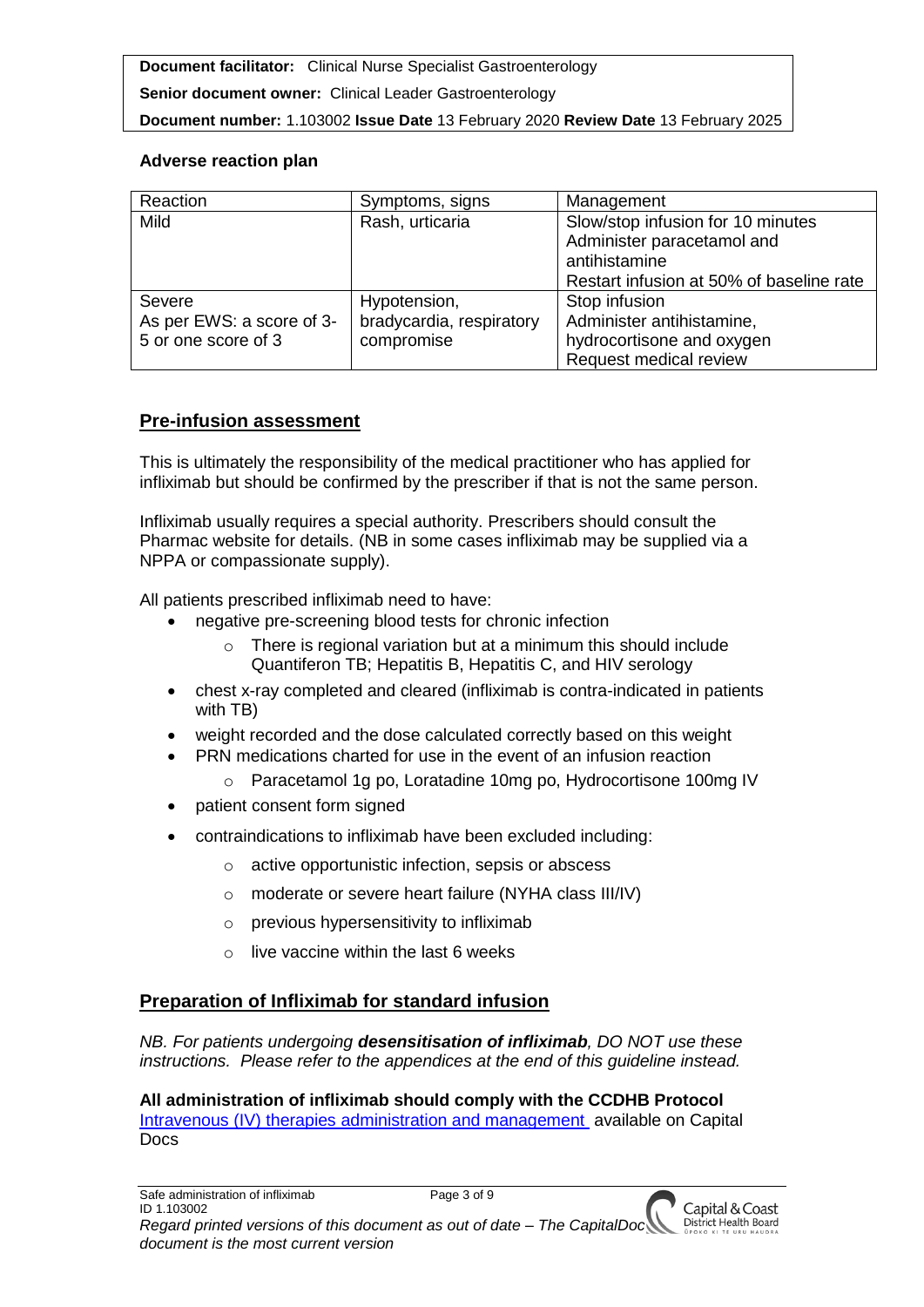**Adverse reaction plan**

| Reaction | Symptoms, signs | Management |
|---|---|---|
| Mild | Rash, urticaria | Slow/stop infusion for 10 minutes<br>Administer paracetamol and antihistamine<br>Restart infusion at 50% of baseline rate |
| Severe<br>As per EWS: a score of 3-5 or one score of 3 | Hypotension, bradycardia, respiratory compromise | Stop infusion<br>Administer antihistamine, hydrocortisone and oxygen<br>Request medical review |

## Pre-infusion assessment

This is ultimately the responsibility of the medical practitioner who has applied for infliximab but should be confirmed by the prescriber if that is not the same person.

Infliximab usually requires a special authority. Prescribers should consult the Pharmac website for details. (NB in some cases infliximab may be supplied via a NPPA or compassionate supply).

All patients prescribed infliximab need to have:

- negative pre-screening blood tests for chronic infection
    - There is regional variation but at a minimum this should include Quantiferon TB; Hepatitis B, Hepatitis C, and HIV serology
- chest x-ray completed and cleared (infliximab is contra-indicated in patients with TB)
- weight recorded and the dose calculated correctly based on this weight
- PRN medications charted for use in the event of an infusion reaction
    - Paracetamol 1g po, Loratadine 10mg po, Hydrocortisone 100mg IV
- patient consent form signed
- contraindications to infliximab have been excluded including:
    - active opportunistic infection, sepsis or abscess
    - moderate or severe heart failure (NYHA class III/IV)
    - previous hypersensitivity to infliximab
    - live vaccine within the last 6 weeks

## Preparation of Infliximab for standard infusion

*NB. For patients undergoing **desensitisation of infliximab**, DO NOT use these instructions. Please refer to the appendices at the end of this guideline instead.*

**All administration of infliximab should comply with the CCDHB Protocol** Intravenous (IV) therapies administration and management available on Capital Docs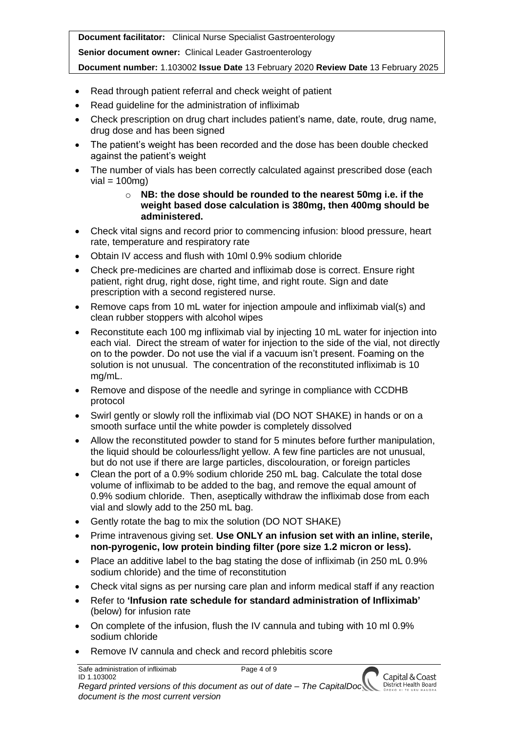- Read through patient referral and check weight of patient
- Read guideline for the administration of infliximab
- Check prescription on drug chart includes patient's name, date, route, drug name, drug dose and has been signed
- The patient's weight has been recorded and the dose has been double checked against the patient's weight
- The number of vials has been correctly calculated against prescribed dose (each vial = 100mg)
    - **NB: the dose should be rounded to the nearest 50mg i.e. if the weight based dose calculation is 380mg, then 400mg should be administered.**
- Check vital signs and record prior to commencing infusion: blood pressure, heart rate, temperature and respiratory rate
- Obtain IV access and flush with 10ml 0.9% sodium chloride
- Check pre-medicines are charted and infliximab dose is correct. Ensure right patient, right drug, right dose, right time, and right route. Sign and date prescription with a second registered nurse.
- Remove caps from 10 mL water for injection ampoule and infliximab vial(s) and clean rubber stoppers with alcohol wipes
- Reconstitute each 100 mg infliximab vial by injecting 10 mL water for injection into each vial. Direct the stream of water for injection to the side of the vial, not directly on to the powder. Do not use the vial if a vacuum isn't present. Foaming on the solution is not unusual. The concentration of the reconstituted infliximab is 10 mg/mL.
- Remove and dispose of the needle and syringe in compliance with CCDHB protocol
- Swirl gently or slowly roll the infliximab vial (DO NOT SHAKE) in hands or on a smooth surface until the white powder is completely dissolved
- Allow the reconstituted powder to stand for 5 minutes before further manipulation, the liquid should be colourless/light yellow. A few fine particles are not unusual, but do not use if there are large particles, discolouration, or foreign particles
- Clean the port of a 0.9% sodium chloride 250 mL bag. Calculate the total dose volume of infliximab to be added to the bag, and remove the equal amount of 0.9% sodium chloride. Then, aseptically withdraw the infliximab dose from each vial and slowly add to the 250 mL bag.
- Gently rotate the bag to mix the solution (DO NOT SHAKE)
- Prime intravenous giving set. **Use ONLY an infusion set with an inline, sterile, non-pyrogenic, low protein binding filter (pore size 1.2 micron or less).**
- Place an additive label to the bag stating the dose of infliximab (in 250 mL 0.9% sodium chloride) and the time of reconstitution
- Check vital signs as per nursing care plan and inform medical staff if any reaction
- Refer to **'Infusion rate schedule for standard administration of Infliximab'** (below) for infusion rate
- On complete of the infusion, flush the IV cannula and tubing with 10 ml 0.9% sodium chloride
- Remove IV cannula and check and record phlebitis score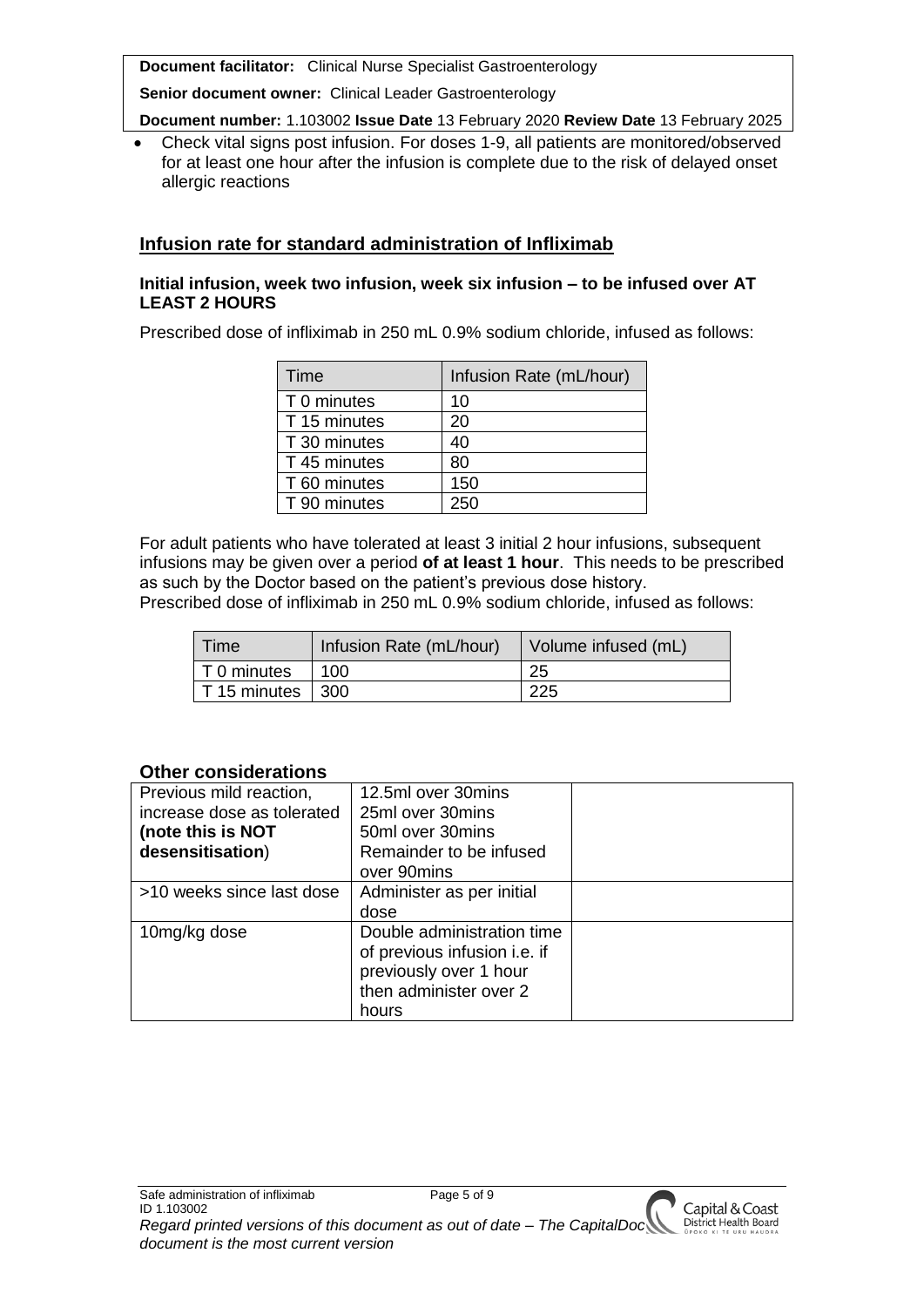- Check vital signs post infusion. For doses 1-9, all patients are monitored/observed for at least one hour after the infusion is complete due to the risk of delayed onset allergic reactions

## Infusion rate for standard administration of Infliximab

**Initial infusion, week two infusion, week six infusion – to be infused over AT LEAST 2 HOURS**

Prescribed dose of infliximab in 250 mL 0.9% sodium chloride, infused as follows:

| Time | Infusion Rate (mL/hour) |
|---|---|
| T 0 minutes | 10 |
| T 15 minutes | 20 |
| T 30 minutes | 40 |
| T 45 minutes | 80 |
| T 60 minutes | 150 |
| T 90 minutes | 250 |

For adult patients who have tolerated at least 3 initial 2 hour infusions, subsequent infusions may be given over a period **of at least 1 hour**. This needs to be prescribed as such by the Doctor based on the patient's previous dose history.
Prescribed dose of infliximab in 250 mL 0.9% sodium chloride, infused as follows:

| Time | Infusion Rate (mL/hour) | Volume infused (mL) |
|---|---|---|
| T 0 minutes | 100 | 25 |
| T 15 minutes | 300 | 225 |

### Other considerations

| | | |
|---|---|---|
| Previous mild reaction, increase dose as tolerated **(note this is NOT desensitisation)** | 12.5ml over 30mins<br>25ml over 30mins<br>50ml over 30mins<br>Remainder to be infused over 90mins | |
| >10 weeks since last dose | Administer as per initial dose | |
| 10mg/kg dose | Double administration time of previous infusion i.e. if previously over 1 hour then administer over 2 hours | |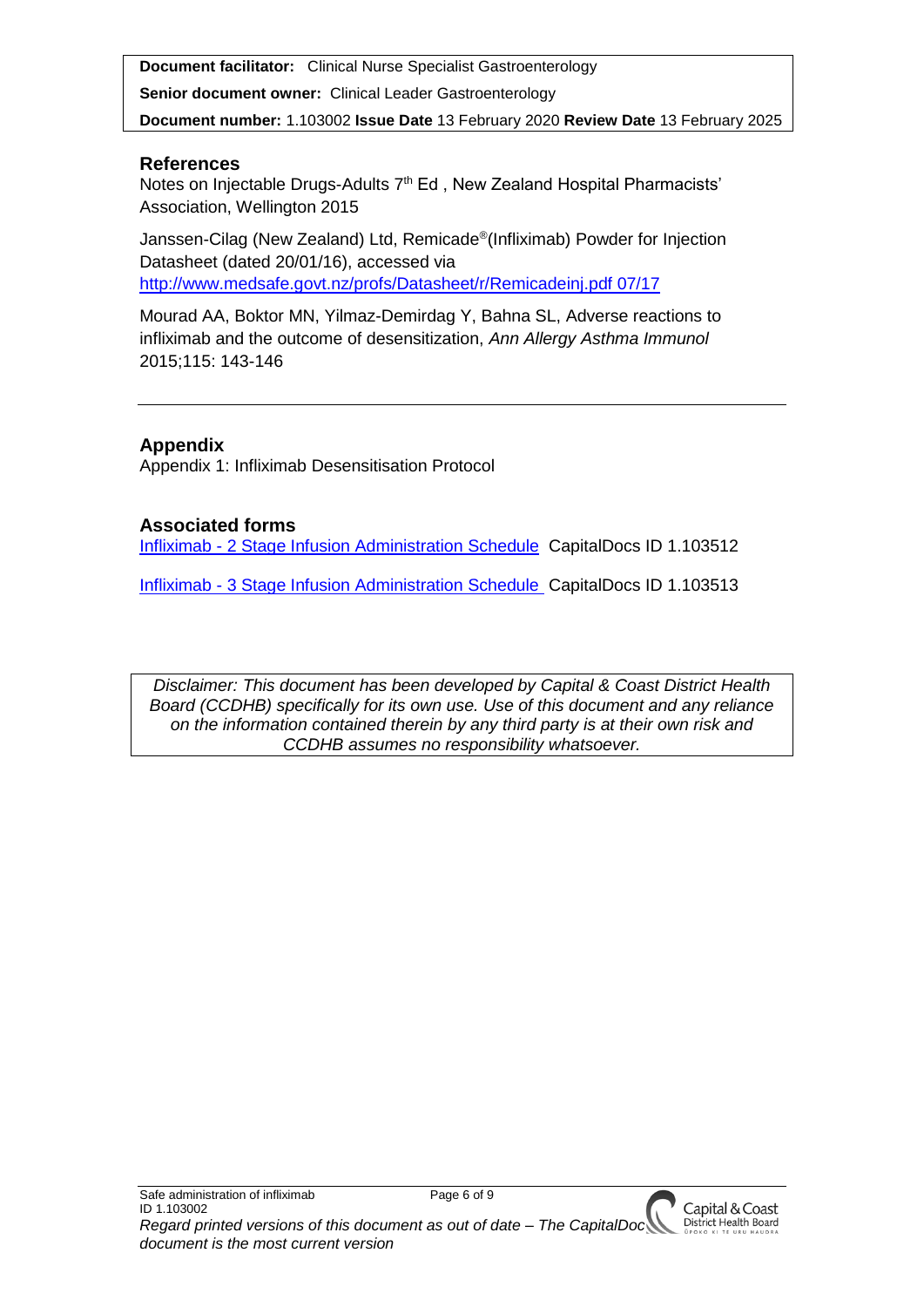**Document facilitator:** Clinical Nurse Specialist Gastroenterology

**Senior document owner:** Clinical Leader Gastroenterology

**Document number:** 1.103002 **Issue Date** 13 February 2020 **Review Date** 13 February 2025

## References

Notes on Injectable Drugs-Adults 7th Ed , New Zealand Hospital Pharmacists' Association, Wellington 2015

Janssen-Cilag (New Zealand) Ltd, Remicade®(Infliximab) Powder for Injection Datasheet (dated 20/01/16), accessed via http://www.medsafe.govt.nz/profs/Datasheet/r/Remicadeinj.pdf 07/17

Mourad AA, Boktor MN, Yilmaz-Demirdag Y, Bahna SL, Adverse reactions to infliximab and the outcome of desensitization, *Ann Allergy Asthma Immunol* 2015;115: 143-146

---

## Appendix

Appendix 1: Infliximab Desensitisation Protocol

## Associated forms

Infliximab - 2 Stage Infusion Administration Schedule CapitalDocs ID 1.103512

Infliximab - 3 Stage Infusion Administration Schedule CapitalDocs ID 1.103513

*Disclaimer: This document has been developed by Capital & Coast District Health Board (CCDHB) specifically for its own use. Use of this document and any reliance on the information contained therein by any third party is at their own risk and CCDHB assumes no responsibility whatsoever.*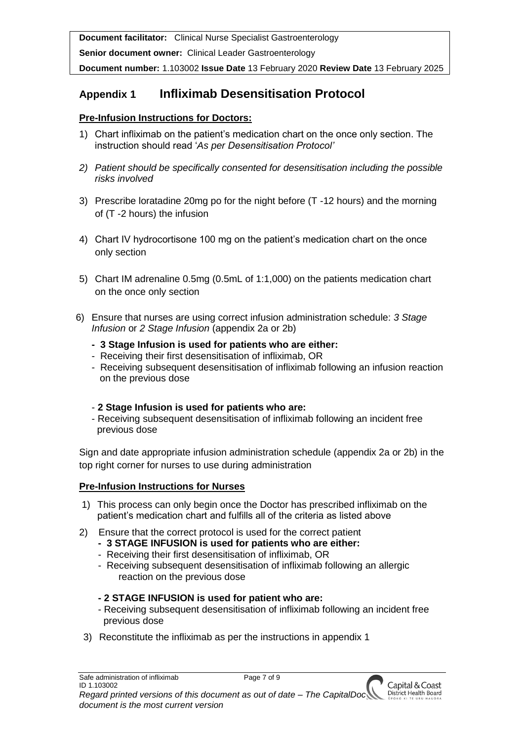**Document facilitator:** Clinical Nurse Specialist Gastroenterology
**Senior document owner:** Clinical Leader Gastroenterology
**Document number:** 1.103002 **Issue Date** 13 February 2020 **Review Date** 13 February 2025

## Appendix 1 Infliximab Desensitisation Protocol

**Pre-Infusion Instructions for Doctors:**

1) Chart infliximab on the patient's medication chart on the once only section. The instruction should read '*As per Desensitisation Protocol'*
2) *Patient should be specifically consented for desensitisation including the possible risks involved*
3) Prescribe loratadine 20mg po for the night before (T -12 hours) and the morning of (T -2 hours) the infusion
4) Chart IV hydrocortisone 100 mg on the patient's medication chart on the once only section
5) Chart IM adrenaline 0.5mg (0.5mL of 1:1,000) on the patients medication chart on the once only section
6) Ensure that nurses are using correct infusion administration schedule: *3 Stage Infusion* or *2 Stage Infusion* (appendix 2a or 2b)
   - **3 Stage Infusion is used for patients who are either:**
   - Receiving their first desensitisation of infliximab, OR
   - Receiving subsequent desensitisation of infliximab following an infusion reaction on the previous dose

   - **2 Stage Infusion is used for patients who are:**
   - Receiving subsequent desensitisation of infliximab following an incident free previous dose

Sign and date appropriate infusion administration schedule (appendix 2a or 2b) in the top right corner for nurses to use during administration

**Pre-Infusion Instructions for Nurses**

1) This process can only begin once the Doctor has prescribed infliximab on the patient's medication chart and fulfills all of the criteria as listed above
2) Ensure that the correct protocol is used for the correct patient
   - **3 STAGE INFUSION is used for patients who are either:**
   - Receiving their first desensitisation of infliximab, OR
   - Receiving subsequent desensitisation of infliximab following an allergic reaction on the previous dose

   - **2 STAGE INFUSION is used for patient who are:**
   - Receiving subsequent desensitisation of infliximab following an incident free previous dose
3) Reconstitute the infliximab as per the instructions in appendix 1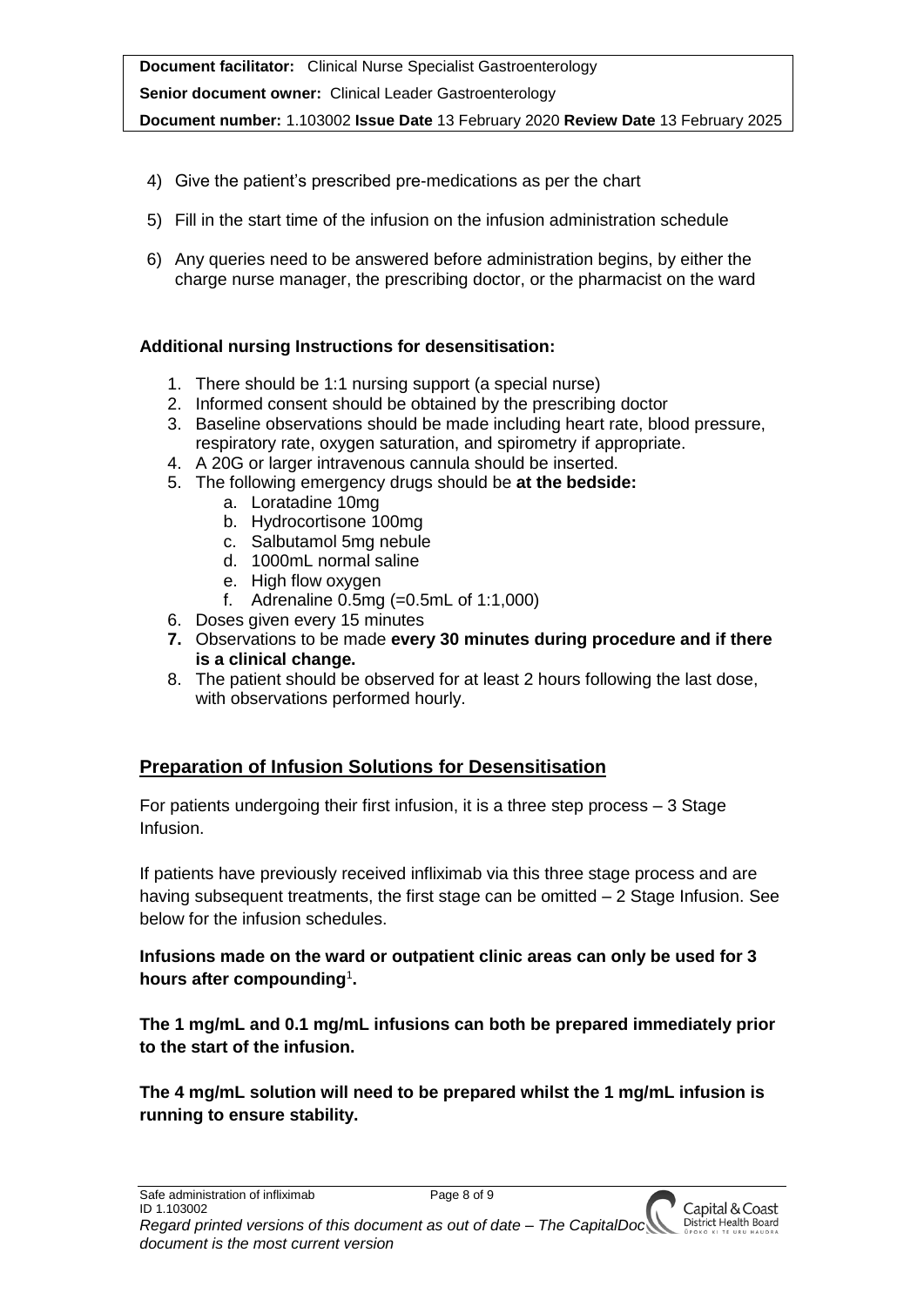4) Give the patient's prescribed pre-medications as per the chart

5) Fill in the start time of the infusion on the infusion administration schedule

6) Any queries need to be answered before administration begins, by either the charge nurse manager, the prescribing doctor, or the pharmacist on the ward

**Additional nursing Instructions for desensitisation:**

1. There should be 1:1 nursing support (a special nurse)
2. Informed consent should be obtained by the prescribing doctor
3. Baseline observations should be made including heart rate, blood pressure, respiratory rate, oxygen saturation, and spirometry if appropriate.
4. A 20G or larger intravenous cannula should be inserted.
5. The following emergency drugs should be **at the bedside:**
    a. Loratadine 10mg
    b. Hydrocortisone 100mg
    c. Salbutamol 5mg nebule
    d. 1000mL normal saline
    e. High flow oxygen
    f. Adrenaline 0.5mg (=0.5mL of 1:1,000)
6. Doses given every 15 minutes
7. Observations to be made **every 30 minutes during procedure and if there is a clinical change.**
8. The patient should be observed for at least 2 hours following the last dose, with observations performed hourly.

## Preparation of Infusion Solutions for Desensitisation

For patients undergoing their first infusion, it is a three step process – 3 Stage Infusion.

If patients have previously received infliximab via this three stage process and are having subsequent treatments, the first stage can be omitted – 2 Stage Infusion. See below for the infusion schedules.

**Infusions made on the ward or outpatient clinic areas can only be used for 3 hours after compounding[1].**

**The 1 mg/mL and 0.1 mg/mL infusions can both be prepared immediately prior to the start of the infusion.**

**The 4 mg/mL solution will need to be prepared whilst the 1 mg/mL infusion is running to ensure stability.**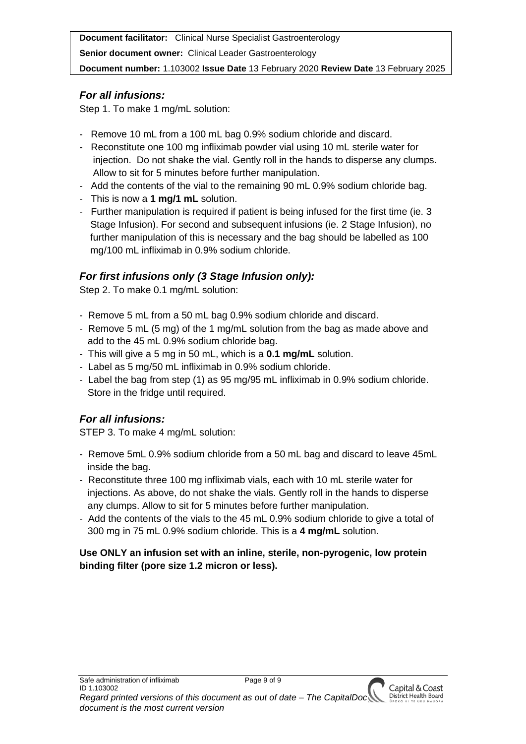**Document facilitator:** Clinical Nurse Specialist Gastroenterology

**Senior document owner:** Clinical Leader Gastroenterology

**Document number:** 1.103002 **Issue Date** 13 February 2020 **Review Date** 13 February 2025

### *For all infusions:*

Step 1. To make 1 mg/mL solution:

- Remove 10 mL from a 100 mL bag 0.9% sodium chloride and discard.
- Reconstitute one 100 mg infliximab powder vial using 10 mL sterile water for injection. Do not shake the vial. Gently roll in the hands to disperse any clumps. Allow to sit for 5 minutes before further manipulation.
- Add the contents of the vial to the remaining 90 mL 0.9% sodium chloride bag.
- This is now a **1 mg/1 mL** solution.
- Further manipulation is required if patient is being infused for the first time (ie. 3 Stage Infusion). For second and subsequent infusions (ie. 2 Stage Infusion), no further manipulation of this is necessary and the bag should be labelled as 100 mg/100 mL infliximab in 0.9% sodium chloride.

### *For first infusions only (3 Stage Infusion only):*

Step 2. To make 0.1 mg/mL solution:

- Remove 5 mL from a 50 mL bag 0.9% sodium chloride and discard.
- Remove 5 mL (5 mg) of the 1 mg/mL solution from the bag as made above and add to the 45 mL 0.9% sodium chloride bag.
- This will give a 5 mg in 50 mL, which is a **0.1 mg/mL** solution.
- Label as 5 mg/50 mL infliximab in 0.9% sodium chloride.
- Label the bag from step (1) as 95 mg/95 mL infliximab in 0.9% sodium chloride. Store in the fridge until required.

### *For all infusions:*

STEP 3. To make 4 mg/mL solution:

- Remove 5mL 0.9% sodium chloride from a 50 mL bag and discard to leave 45mL inside the bag.
- Reconstitute three 100 mg infliximab vials, each with 10 mL sterile water for injections. As above, do not shake the vials. Gently roll in the hands to disperse any clumps. Allow to sit for 5 minutes before further manipulation.
- Add the contents of the vials to the 45 mL 0.9% sodium chloride to give a total of 300 mg in 75 mL 0.9% sodium chloride. This is a **4 mg/mL** solution.

**Use ONLY an infusion set with an inline, sterile, non-pyrogenic, low protein binding filter (pore size 1.2 micron or less).**